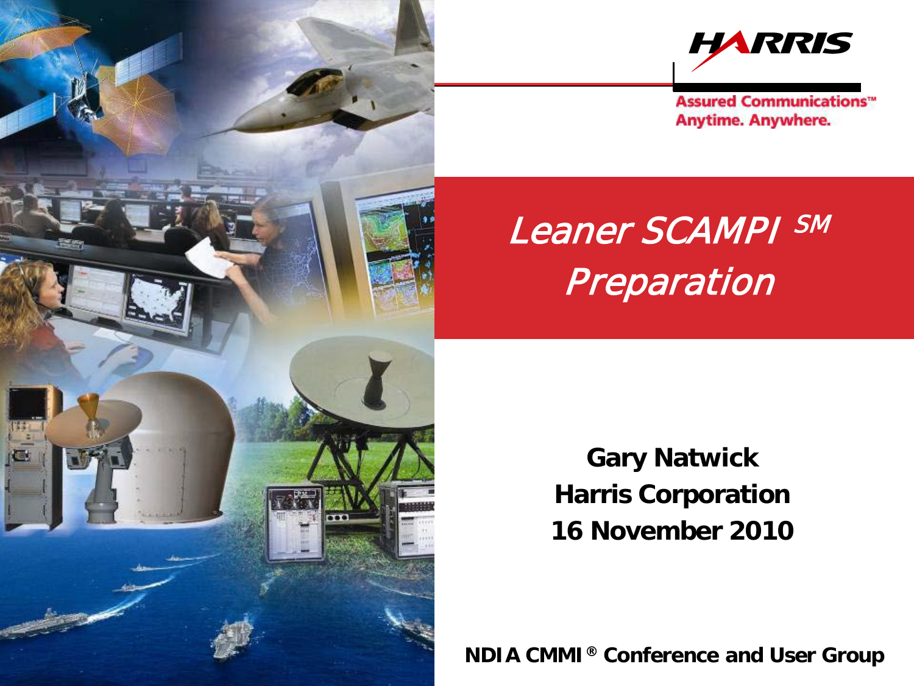HARRIS

Assured Communications™
Anytime. Anywhere.

# *Leaner SCAMPI SM Preparation*

**Gary Natwick**
**Harris Corporation**
**16 November 2010**

**NDIA CMMI ® Conference and User Group**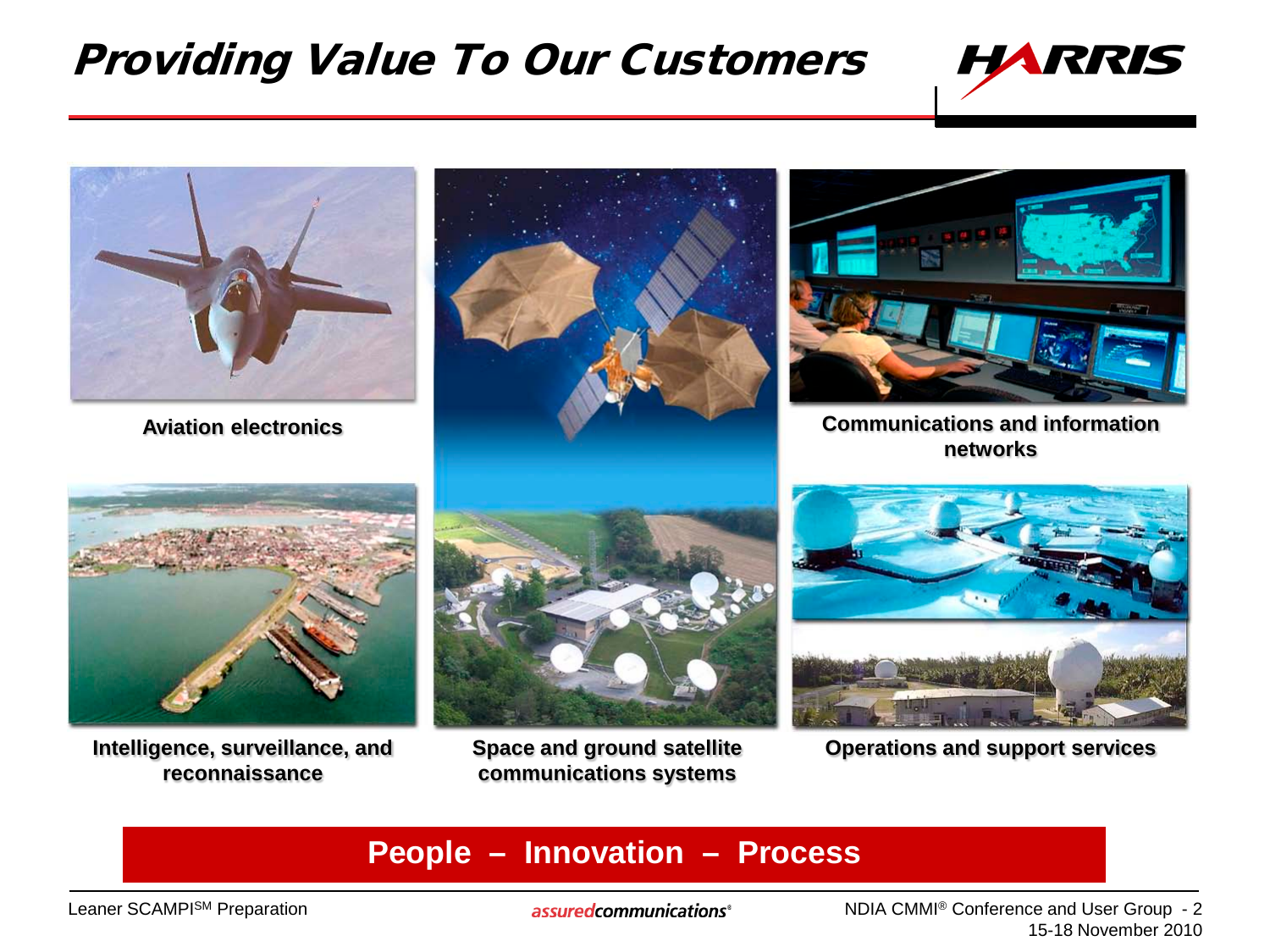# Providing Value To Our Customers

**Aviation electronics**

**Communications and information networks**

**Intelligence, surveillance, and reconnaissance**

**Space and ground satellite communications systems**

**Operations and support services**

**People – Innovation – Process**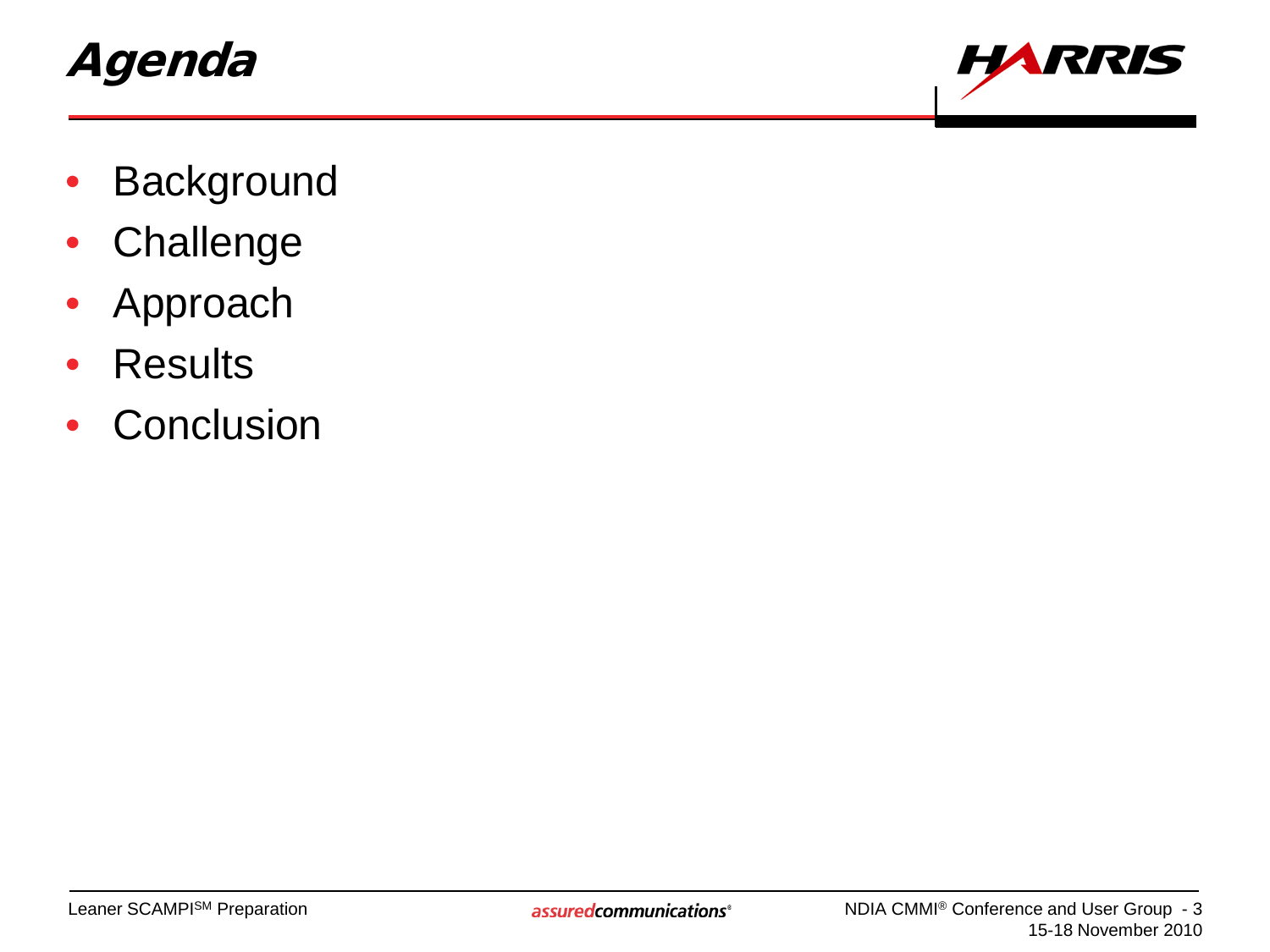# Agenda

- Background
- Challenge
- Approach
- Results
- Conclusion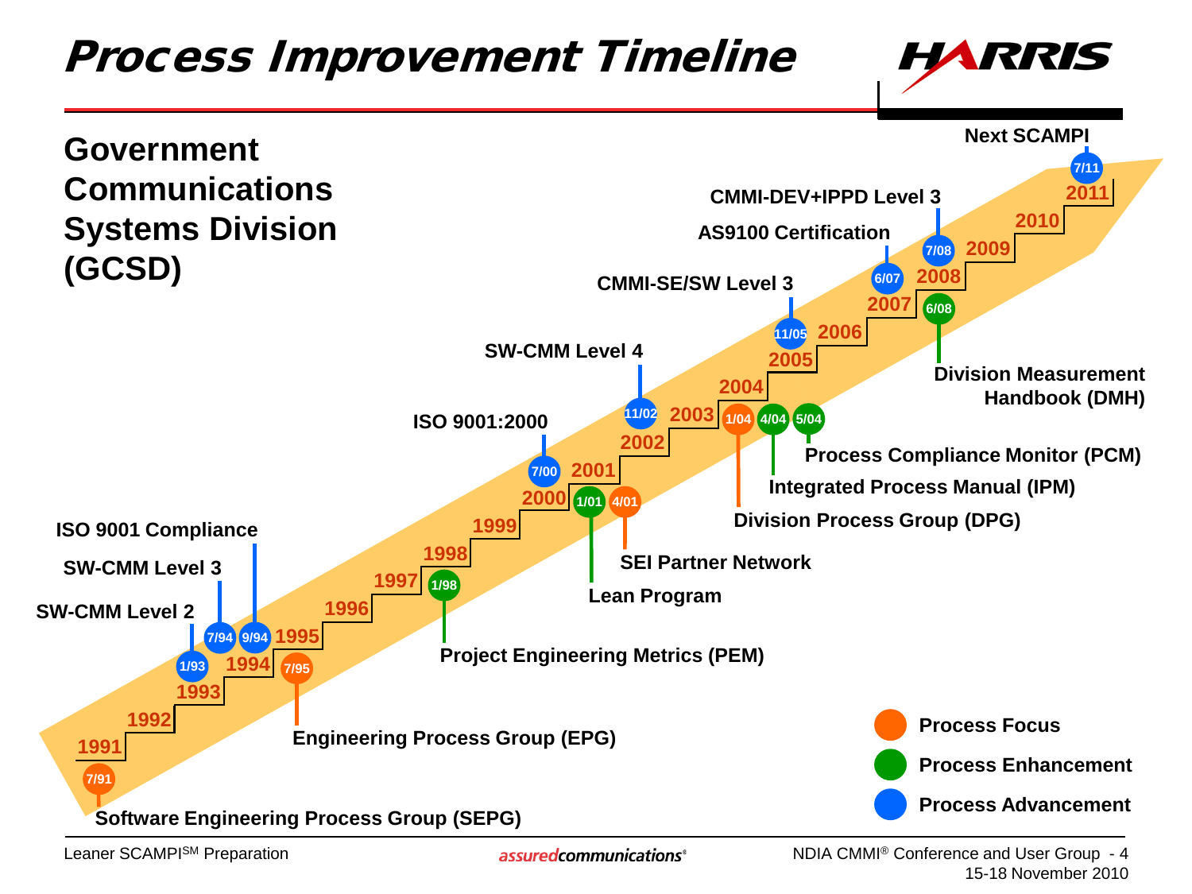# Process Improvement Timeline

HARRIS

## Government Communications Systems Division (GCSD)

- 7/91 – Software Engineering Process Group (SEPG)
- 1/93 – SW-CMM Level 2
- 7/94 – SW-CMM Level 3
- 9/94 – ISO 9001 Compliance
- 7/95 – Engineering Process Group (EPG)
- 1/98 – Project Engineering Metrics (PEM)
- 7/00 – ISO 9001:2000
- 1/01 – Lean Program
- 4/01 – SEI Partner Network
- 11/02 – SW-CMM Level 4
- 1/04 – Division Process Group (DPG)
- 4/04 – Integrated Process Manual (IPM)
- 5/04 – Process Compliance Monitor (PCM)
- 11/05 – CMMI-SE/SW Level 3
- 6/07 – AS9100 Certification
- 6/08 – Division Measurement Handbook (DMH)
- 7/08 – CMMI-DEV+IPPD Level 3
- 7/11 – Next SCAMPI

Years: 1991, 1992, 1993, 1994, 1995, 1996, 1997, 1998, 1999, 2000, 2001, 2002, 2003, 2004, 2005, 2006, 2007, 2008, 2009, 2010, 2011

Legend:
- Process Focus
- Process Enhancement
- Process Advancement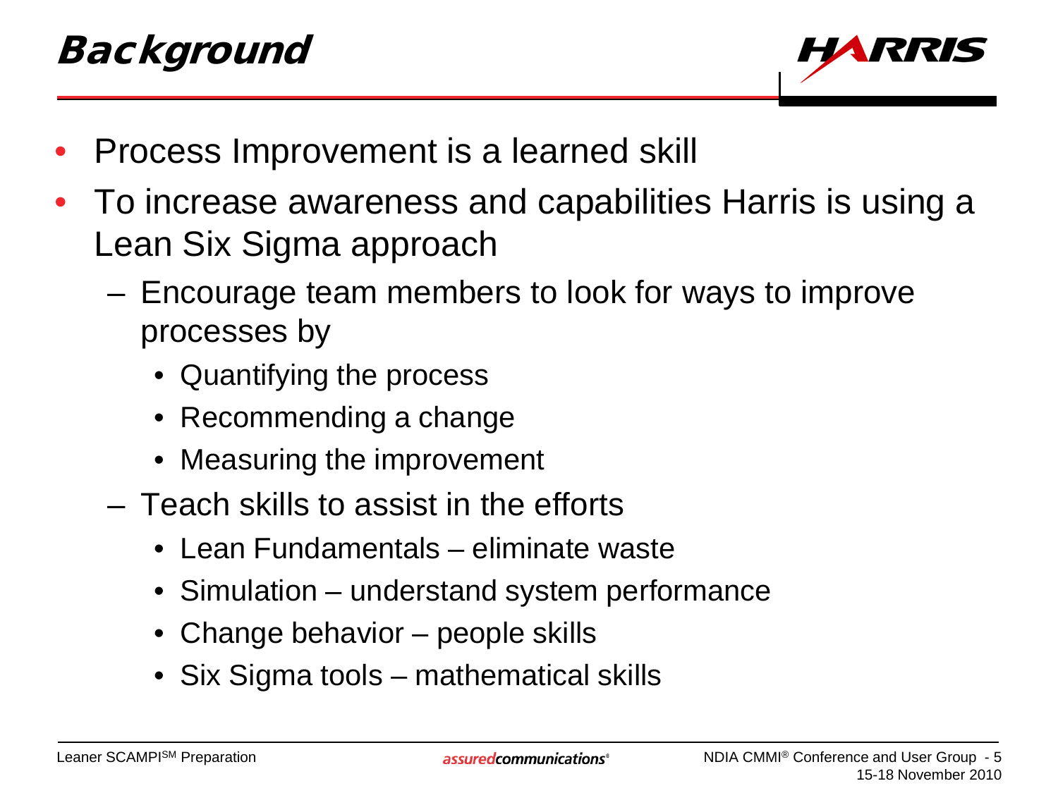# Background

- Process Improvement is a learned skill
- To increase awareness and capabilities Harris is using a Lean Six Sigma approach
  - Encourage team members to look for ways to improve processes by
    - Quantifying the process
    - Recommending a change
    - Measuring the improvement
  - Teach skills to assist in the efforts
    - Lean Fundamentals – eliminate waste
    - Simulation – understand system performance
    - Change behavior – people skills
    - Six Sigma tools – mathematical skills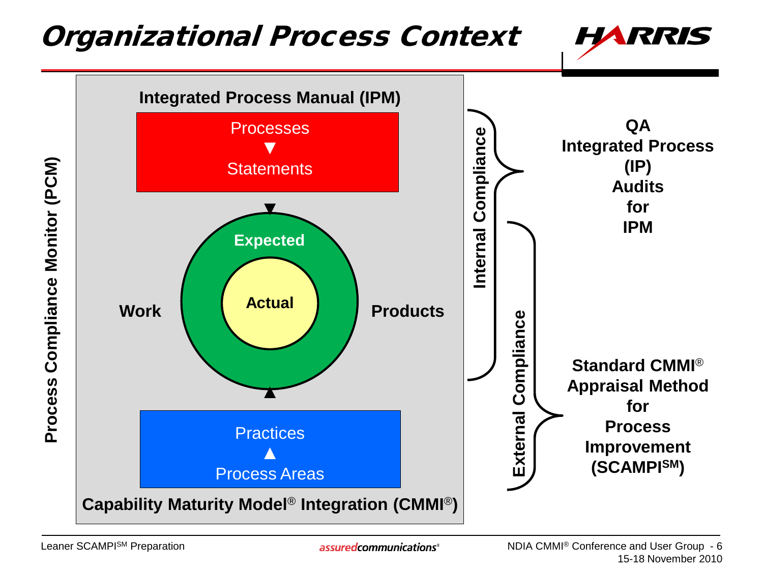# Organizational Process Context

**Integrated Process Manual (IPM)**

Processes
▼
Statements

**Expected**

**Work** **Actual** **Products**

Practices
▲
Process Areas

**Capability Maturity Model® Integration (CMMI®)**

**Process Compliance Monitor (PCM)**

**Internal Compliance**

**QA Integrated Process (IP) Audits for IPM**

**External Compliance**

**Standard CMMI® Appraisal Method for Process Improvement (SCAMPI[SM])**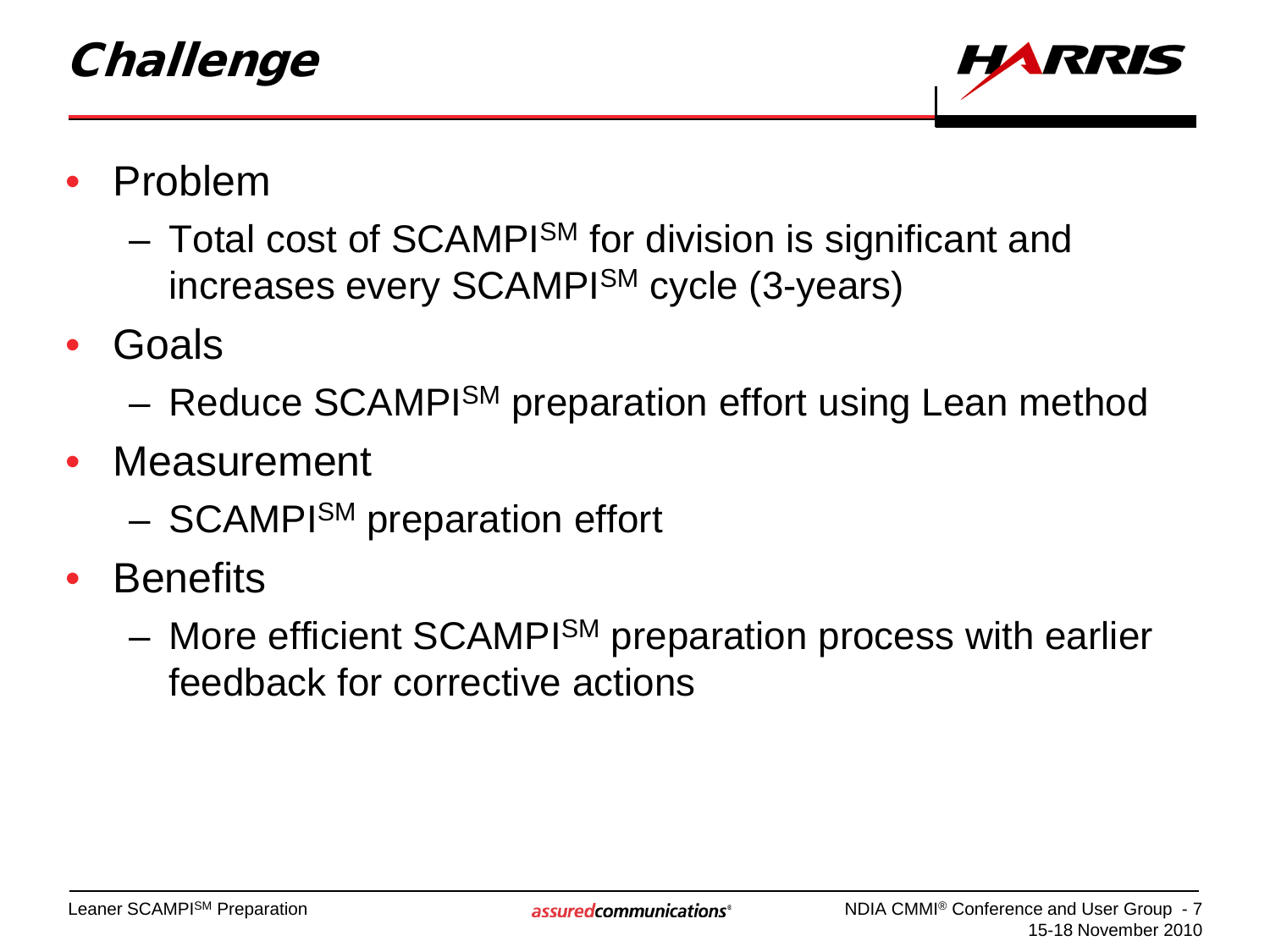# Challenge

- Problem
  - Total cost of SCAMPI[SM] for division is significant and increases every SCAMPI[SM] cycle (3-years)
- Goals
  - Reduce SCAMPI[SM] preparation effort using Lean method
- Measurement
  - SCAMPI[SM] preparation effort
- Benefits
  - More efficient SCAMPI[SM] preparation process with earlier feedback for corrective actions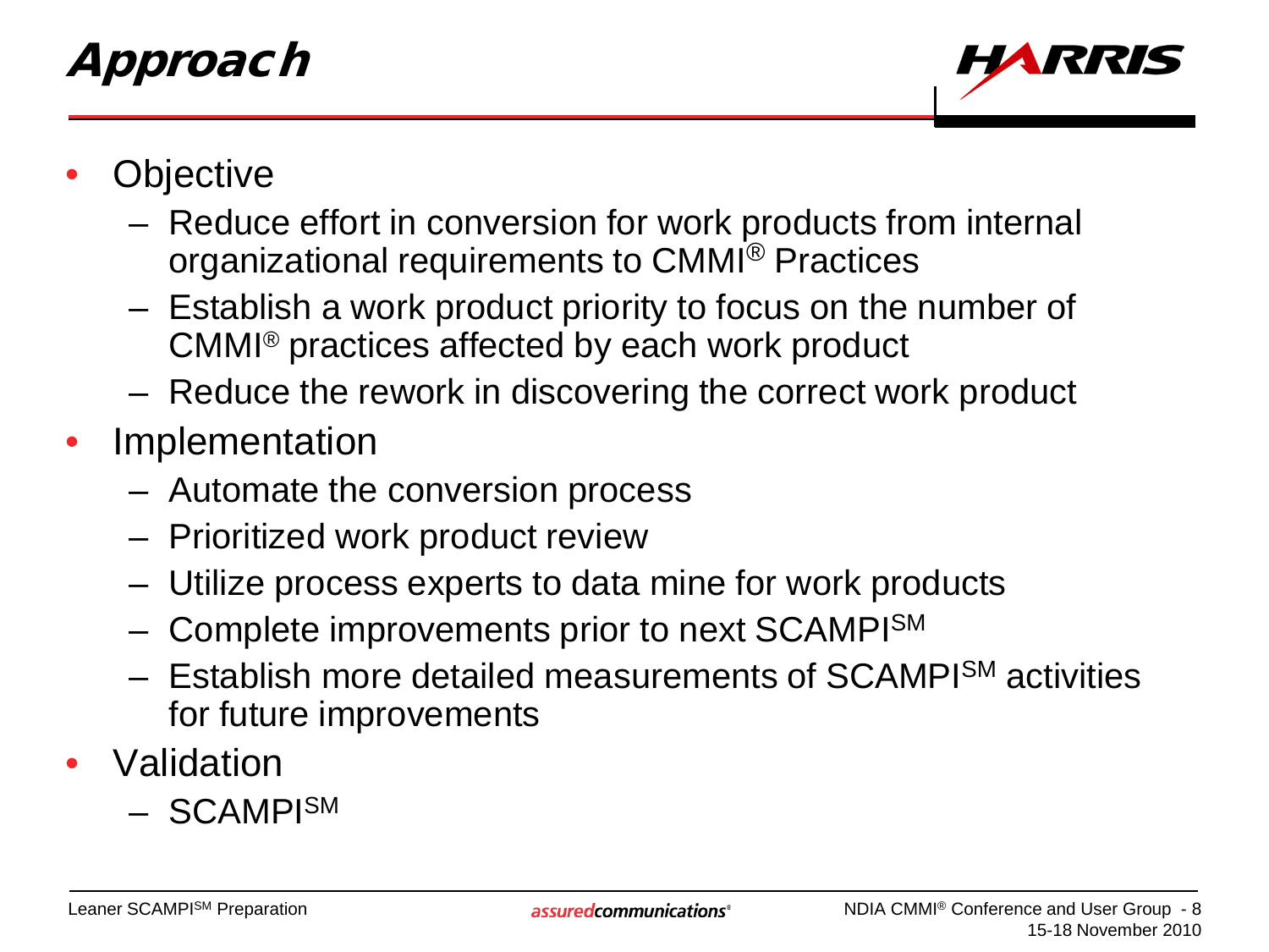# Approach

- Objective
  - Reduce effort in conversion for work products from internal organizational requirements to CMMI® Practices
  - Establish a work product priority to focus on the number of CMMI® practices affected by each work product
  - Reduce the rework in discovering the correct work product
- Implementation
  - Automate the conversion process
  - Prioritized work product review
  - Utilize process experts to data mine for work products
  - Complete improvements prior to next SCAMPI℠
  - Establish more detailed measurements of SCAMPI℠ activities for future improvements
- Validation
  - SCAMPI℠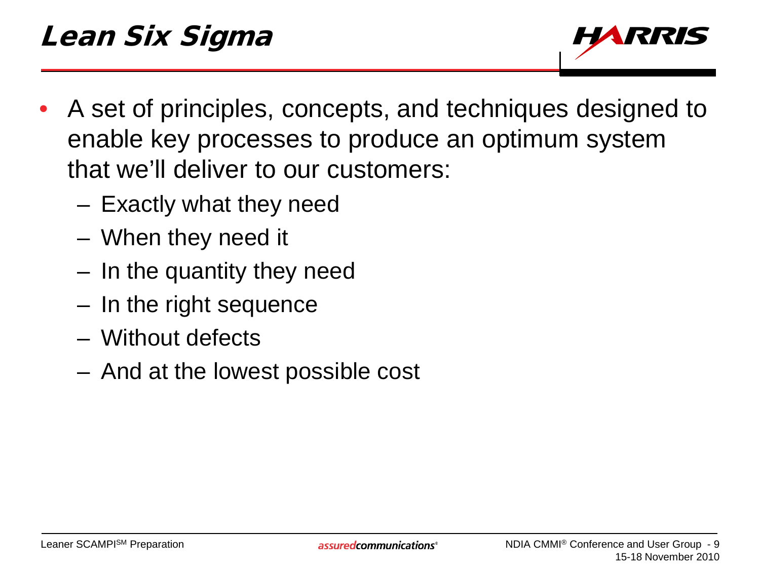# *Lean Six Sigma*

- A set of principles, concepts, and techniques designed to enable key processes to produce an optimum system that we'll deliver to our customers:
  - Exactly what they need
  - When they need it
  - In the quantity they need
  - In the right sequence
  - Without defects
  - And at the lowest possible cost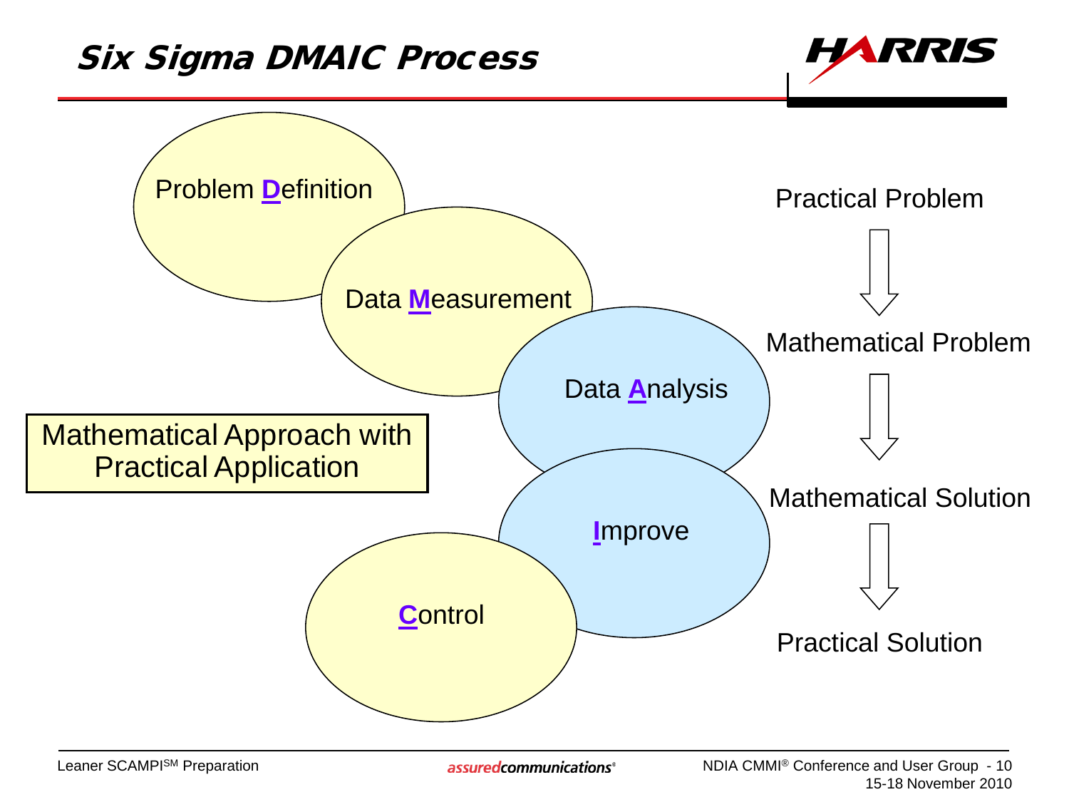# Six Sigma DMAIC Process

- Problem **D**efinition
- Data **M**easurement
- Data **A**nalysis
- **I**mprove
- **C**ontrol

Mathematical Approach with Practical Application

Practical Problem

↓

Mathematical Problem

↓

Mathematical Solution

↓

Practical Solution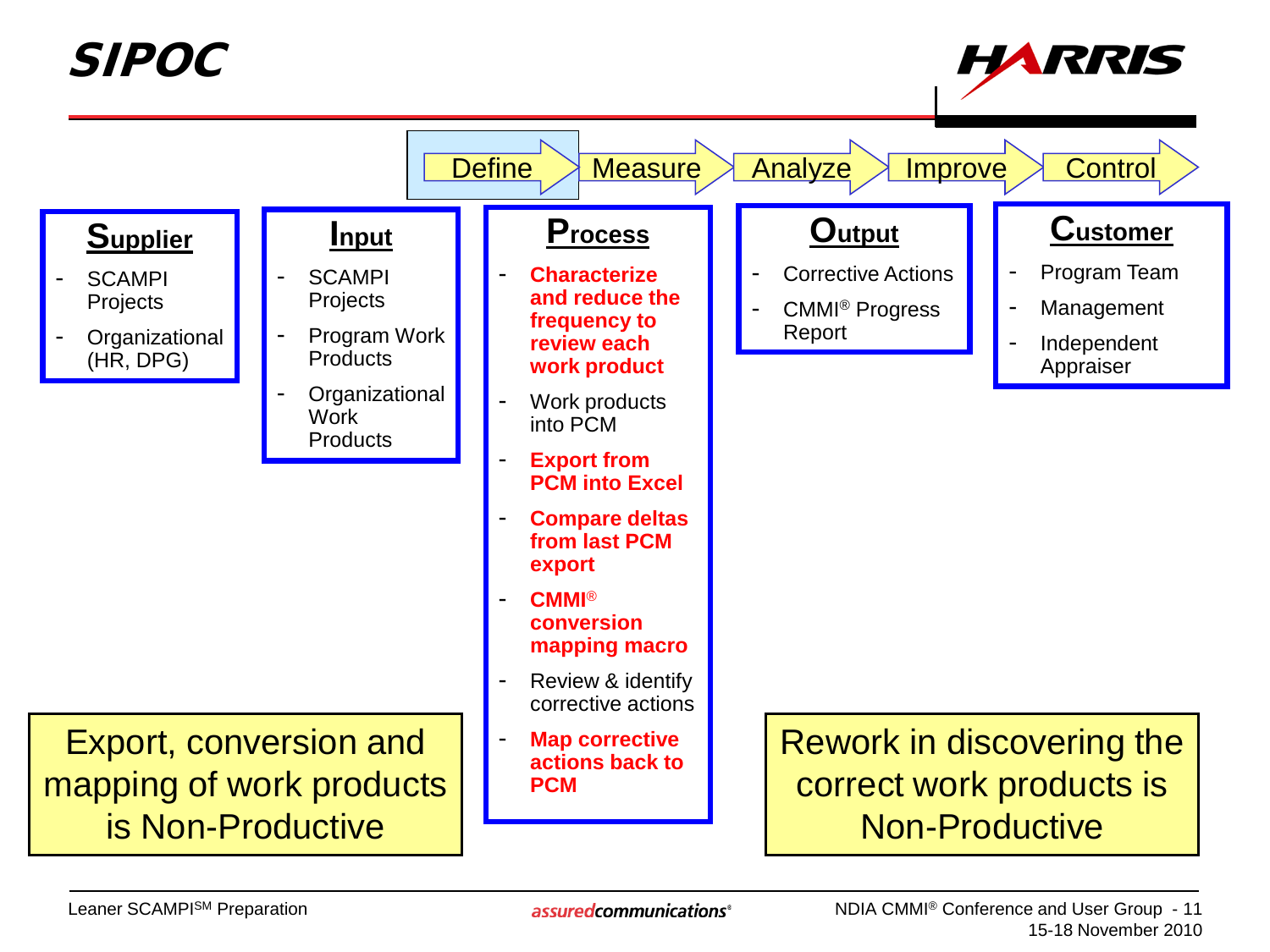# SIPOC

Define → Measure → Analyze → Improve → Control

| Supplier | Input | Process | Output | Customer |
|---|---|---|---|---|
| - SCAMPI Projects<br>- Organizational (HR, DPG) | - SCAMPI Projects<br>- Program Work Products<br>- Organizational Work Products | - **Characterize and reduce the frequency to review each work product**<br>- Work products into PCM<br>- **Export from PCM into Excel**<br>- **Compare deltas from last PCM export**<br>- **CMMI® conversion mapping macro**<br>- Review & identify corrective actions<br>- **Map corrective actions back to PCM** | - Corrective Actions<br>- CMMI® Progress Report | - Program Team<br>- Management<br>- Independent Appraiser |

Export, conversion and mapping of work products is Non-Productive

Rework in discovering the correct work products is Non-Productive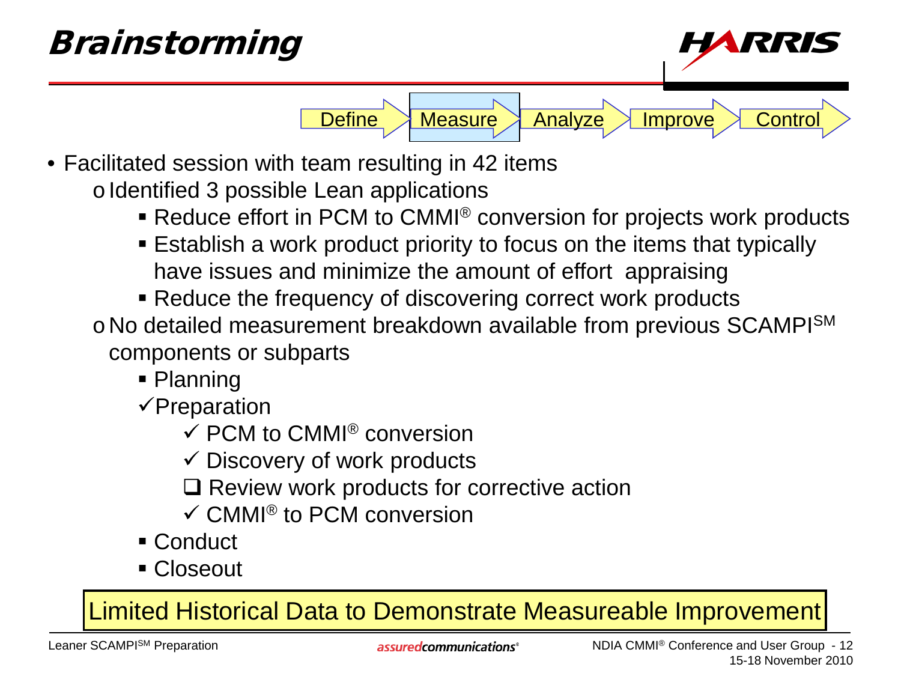# Brainstorming

Define → **Measure** → Analyze → Improve → Control

- Facilitated session with team resulting in 42 items
  - Identified 3 possible Lean applications
    - Reduce effort in PCM to CMMI® conversion for projects work products
    - Establish a work product priority to focus on the items that typically have issues and minimize the amount of effort appraising
    - Reduce the frequency of discovering correct work products
  - No detailed measurement breakdown available from previous SCAMPI℠ components or subparts
    - Planning
    - ✓ Preparation
      - ✓ PCM to CMMI® conversion
      - ✓ Discovery of work products
      - ❑ Review work products for corrective action
      - ✓ CMMI® to PCM conversion
    - Conduct
    - Closeout

**Limited Historical Data to Demonstrate Measureable Improvement**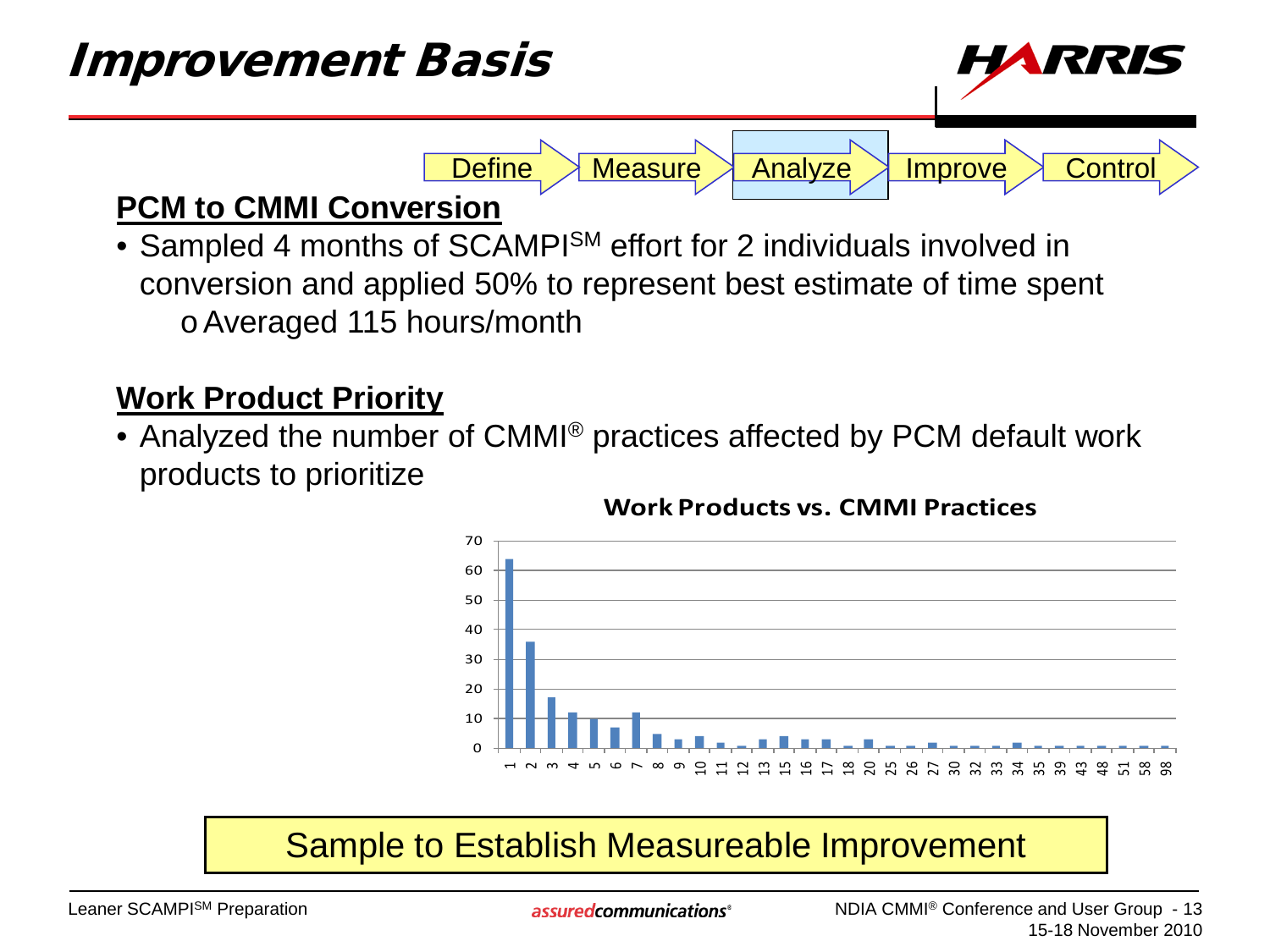# Improvement Basis

Define → Measure → **Analyze** → Improve → Control

## PCM to CMMI Conversion

- Sampled 4 months of SCAMPI[SM] effort for 2 individuals involved in conversion and applied 50% to represent best estimate of time spent
  - Averaged 115 hours/month

## Work Product Priority

- Analyzed the number of CMMI® practices affected by PCM default work products to prioritize

**Work Products vs. CMMI Practices**

Sample to Establish Measureable Improvement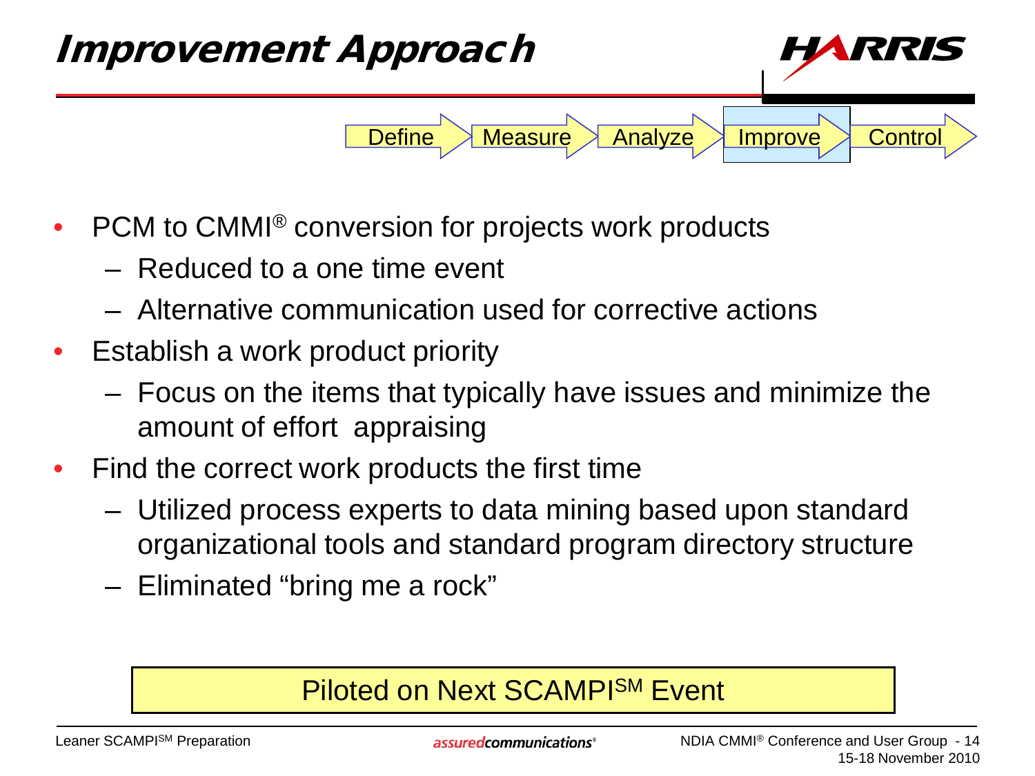# Improvement Approach

Define → Measure → Analyze → **Improve** → Control

- PCM to CMMI® conversion for projects work products
  - Reduced to a one time event
  - Alternative communication used for corrective actions
- Establish a work product priority
  - Focus on the items that typically have issues and minimize the amount of effort appraising
- Find the correct work products the first time
  - Utilized process experts to data mining based upon standard organizational tools and standard program directory structure
  - Eliminated "bring me a rock"

**Piloted on Next SCAMPI℠ Event**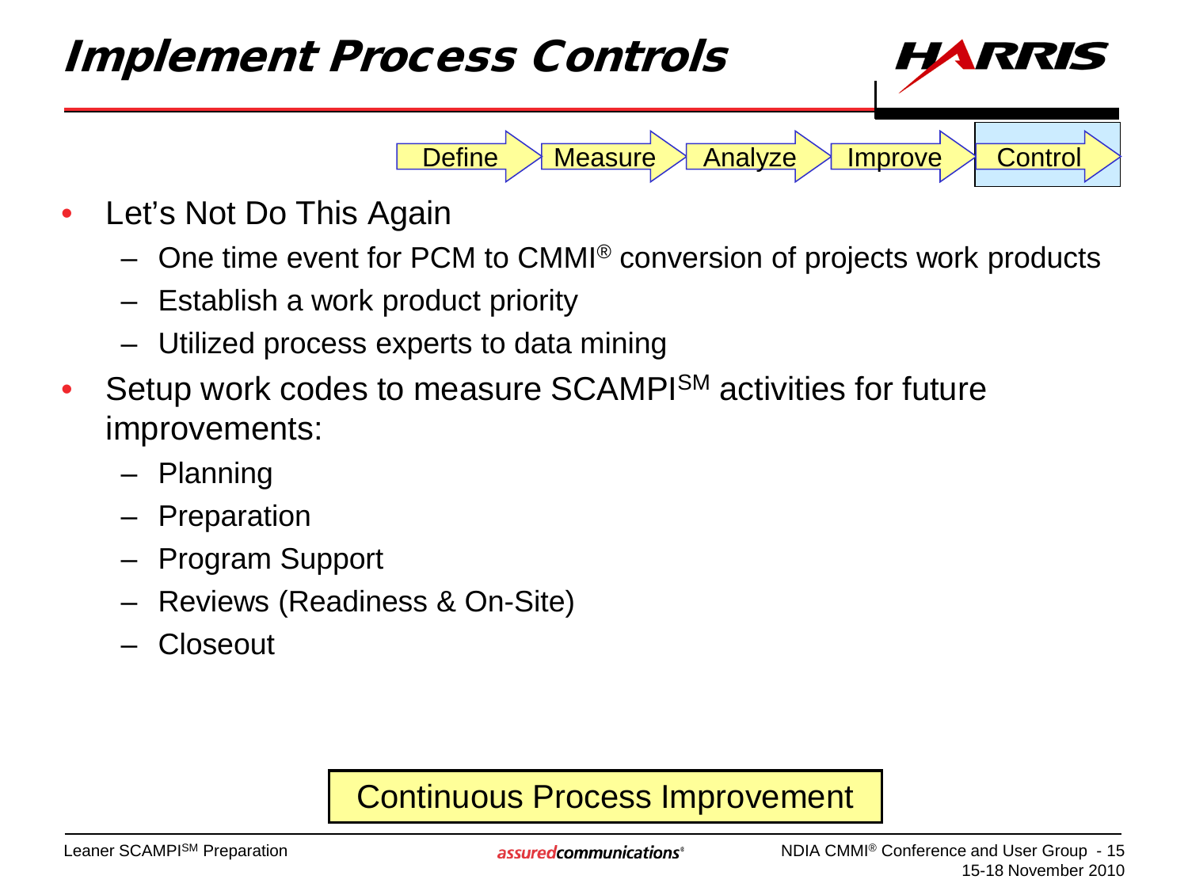# Implement Process Controls

Define → Measure → Analyze → Improve → **Control**

- Let's Not Do This Again
  - One time event for PCM to CMMI® conversion of projects work products
  - Establish a work product priority
  - Utilized process experts to data mining
- Setup work codes to measure SCAMPI℠ activities for future improvements:
  - Planning
  - Preparation
  - Program Support
  - Reviews (Readiness & On-Site)
  - Closeout

**Continuous Process Improvement**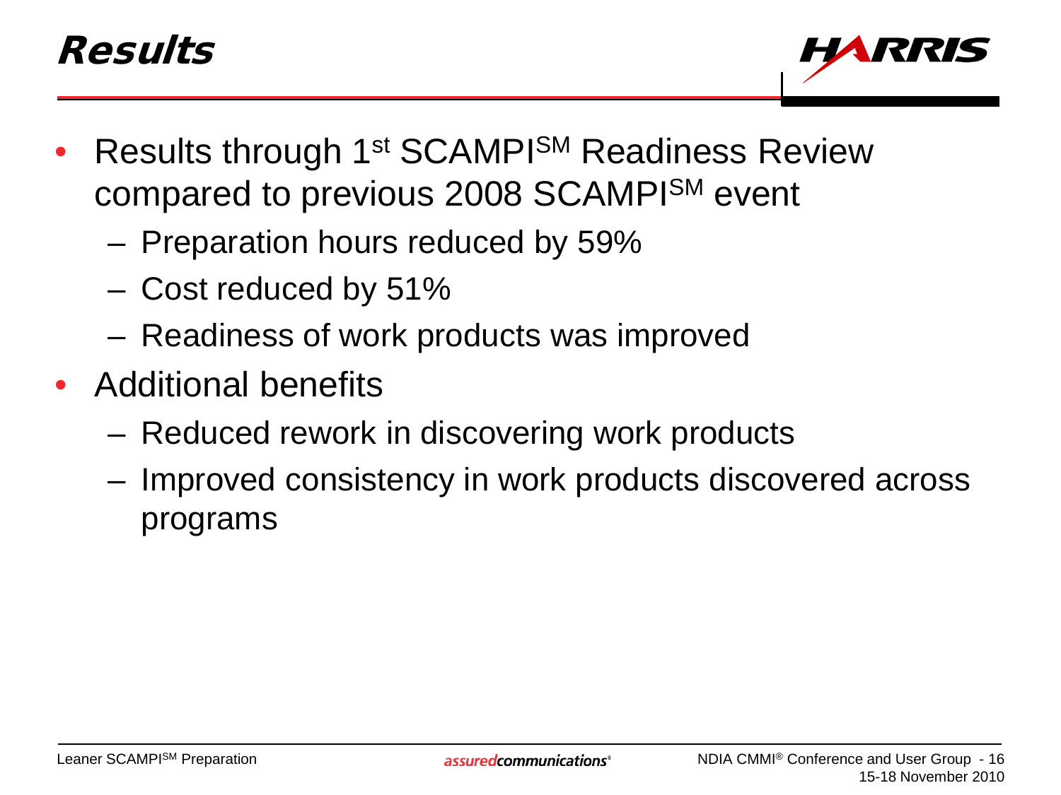# Results

- Results through 1st SCAMPI℠ Readiness Review compared to previous 2008 SCAMPI℠ event
  - Preparation hours reduced by 59%
  - Cost reduced by 51%
  - Readiness of work products was improved
- Additional benefits
  - Reduced rework in discovering work products
  - Improved consistency in work products discovered across programs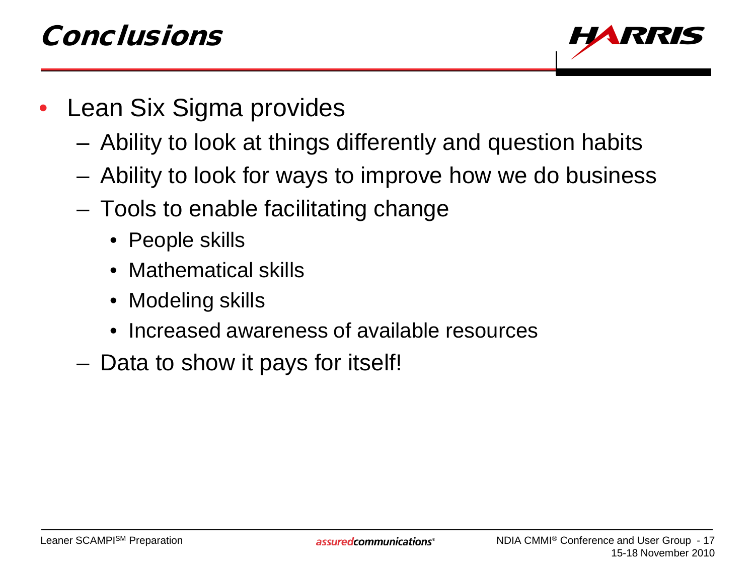# Conclusions

- Lean Six Sigma provides
  - Ability to look at things differently and question habits
  - Ability to look for ways to improve how we do business
  - Tools to enable facilitating change
    - People skills
    - Mathematical skills
    - Modeling skills
    - Increased awareness of available resources
  - Data to show it pays for itself!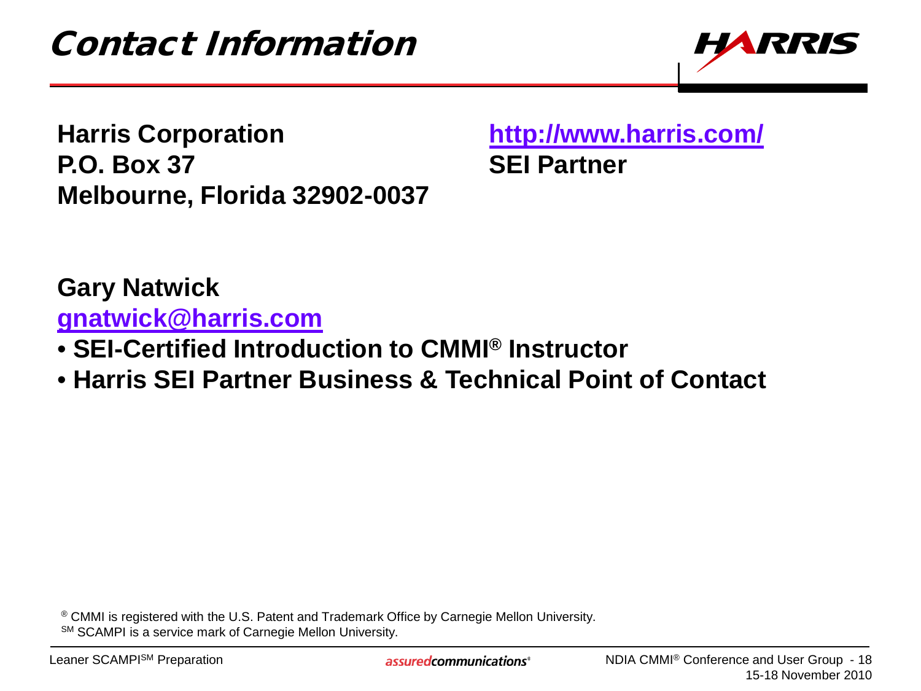# Contact Information

**Harris Corporation**
**P.O. Box 37**
**Melbourne, Florida 32902-0037**

**http://www.harris.com/**
**SEI Partner**

**Gary Natwick**
**gnatwick@harris.com**

- **SEI-Certified Introduction to CMMI® Instructor**
- **Harris SEI Partner Business & Technical Point of Contact**

® CMMI is registered with the U.S. Patent and Trademark Office by Carnegie Mellon University.
SM SCAMPI is a service mark of Carnegie Mellon University.